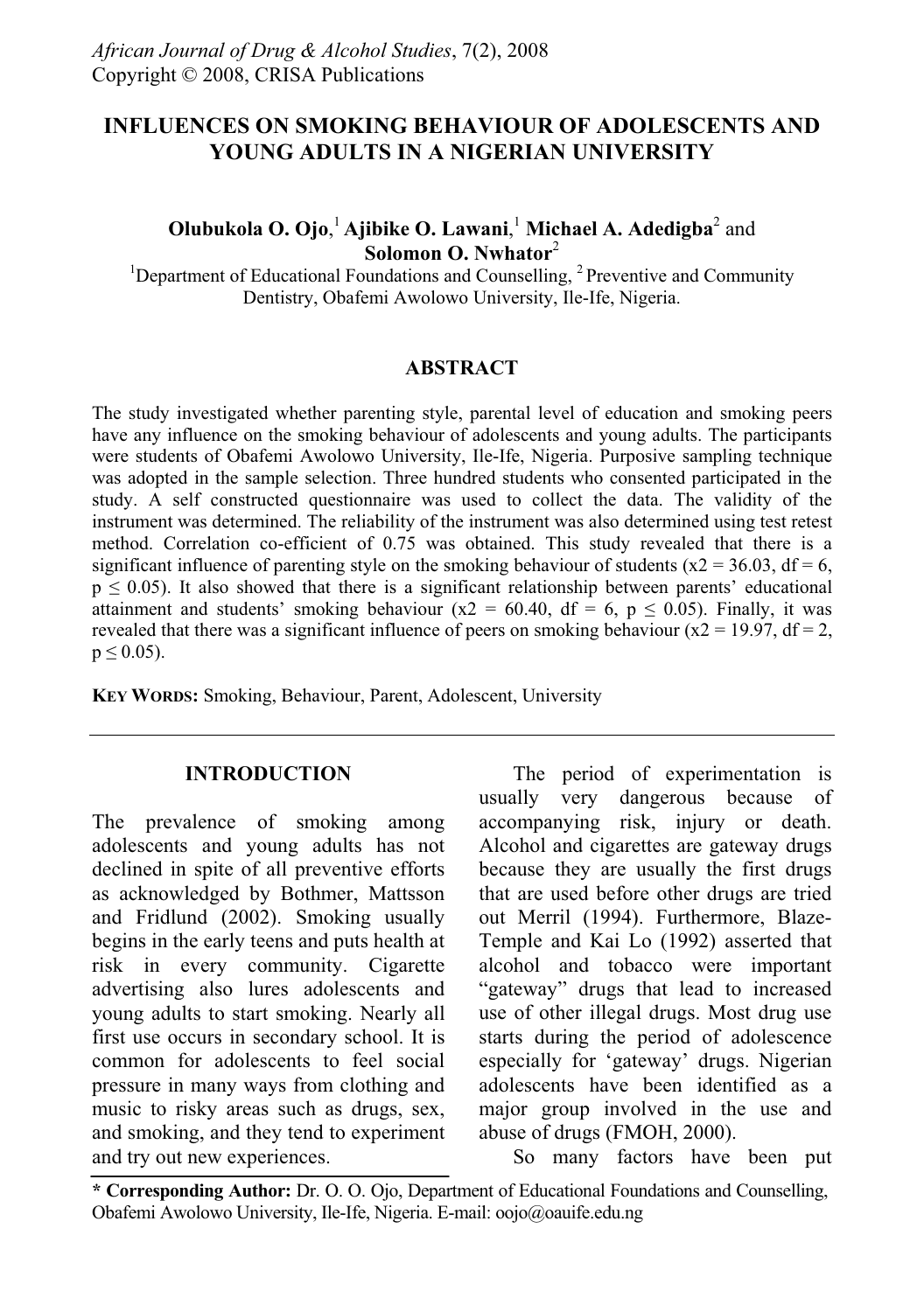# INFLUENCES ON SMOKING BEHAVIOUR OF ADOLESCENTS AND YOUNG ADULTS IN A NIGERIAN UNIVERSITY

**Olubukola O. Ojo**,[1] **Ajibike O. Lawani**,[1] **Michael A. Adedigba**[2] and **Solomon O. Nwhator**[2]

[1]Department of Educational Foundations and Counselling, [2] Preventive and Community Dentistry, Obafemi Awolowo University, Ile-Ife, Nigeria.

## ABSTRACT

The study investigated whether parenting style, parental level of education and smoking peers have any influence on the smoking behaviour of adolescents and young adults. The participants were students of Obafemi Awolowo University, Ile-Ife, Nigeria. Purposive sampling technique was adopted in the sample selection. Three hundred students who consented participated in the study. A self constructed questionnaire was used to collect the data. The validity of the instrument was determined. The reliability of the instrument was also determined using test retest method. Correlation co-efficient of 0.75 was obtained. This study revealed that there is a significant influence of parenting style on the smoking behaviour of students ($x2 = 36.03$, $df = 6$, $p \leq 0.05$). It also showed that there is a significant relationship between parents' educational attainment and students' smoking behaviour ($x2 = 60.40$, $df = 6$, $p \leq 0.05$). Finally, it was revealed that there was a significant influence of peers on smoking behaviour ($x2 = 19.97$, $df = 2$, $p \leq 0.05$).

**KEY WORDS:** Smoking, Behaviour, Parent, Adolescent, University

## INTRODUCTION

The prevalence of smoking among adolescents and young adults has not declined in spite of all preventive efforts as acknowledged by Bothmer, Mattsson and Fridlund (2002). Smoking usually begins in the early teens and puts health at risk in every community. Cigarette advertising also lures adolescents and young adults to start smoking. Nearly all first use occurs in secondary school. It is common for adolescents to feel social pressure in many ways from clothing and music to risky areas such as drugs, sex, and smoking, and they tend to experiment and try out new experiences.

The period of experimentation is usually very dangerous because of accompanying risk, injury or death. Alcohol and cigarettes are gateway drugs because they are usually the first drugs that are used before other drugs are tried out Merril (1994). Furthermore, Blaze-Temple and Kai Lo (1992) asserted that alcohol and tobacco were important "gateway" drugs that lead to increased use of other illegal drugs. Most drug use starts during the period of adolescence especially for 'gateway' drugs. Nigerian adolescents have been identified as a major group involved in the use and abuse of drugs (FMOH, 2000).

So many factors have been put

**\* Corresponding Author:** Dr. O. O. Ojo, Department of Educational Foundations and Counselling, Obafemi Awolowo University, Ile-Ife, Nigeria. E-mail: oojo@oauife.edu.ng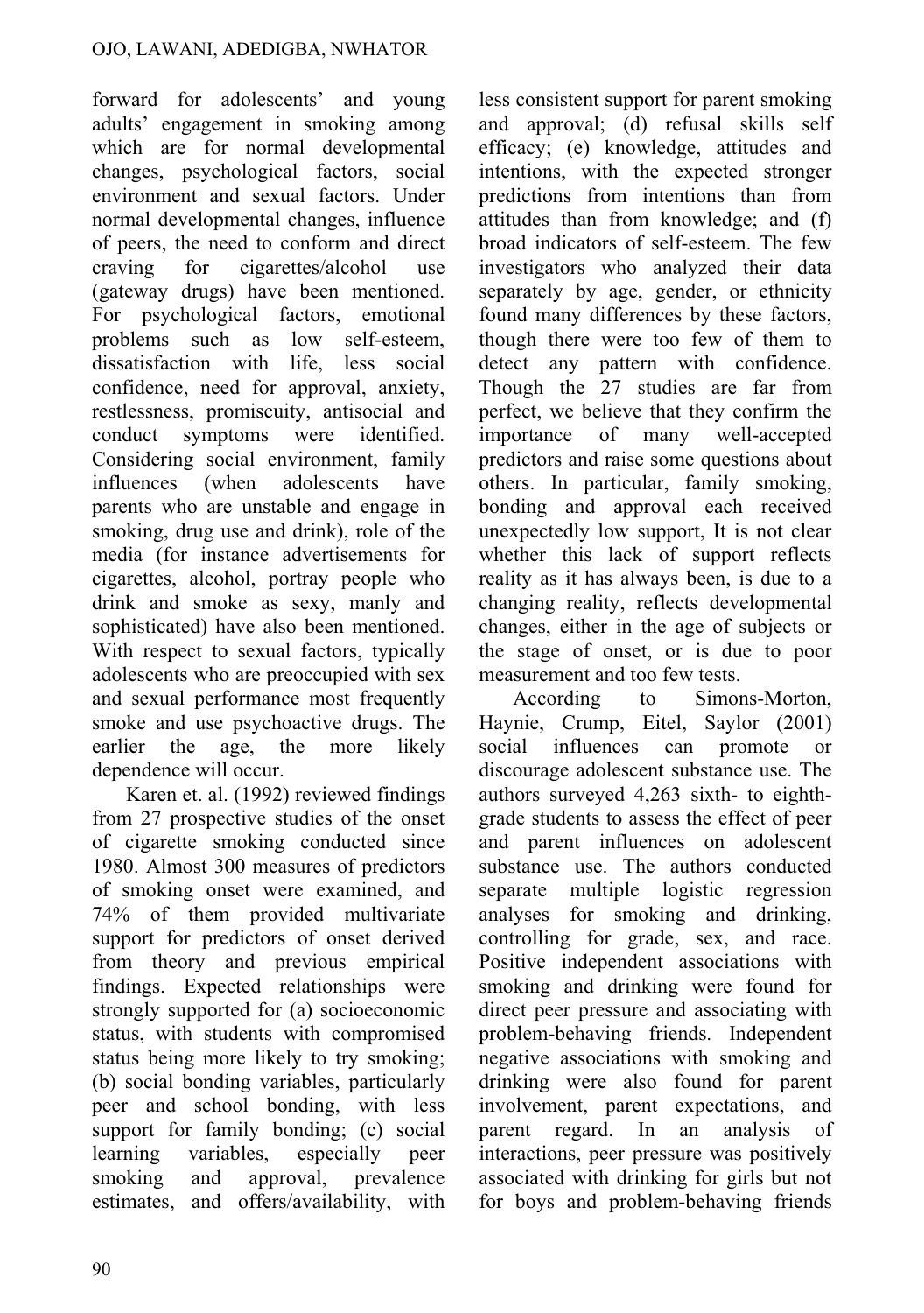forward for adolescents' and young adults' engagement in smoking among which are for normal developmental changes, psychological factors, social environment and sexual factors. Under normal developmental changes, influence of peers, the need to conform and direct craving for cigarettes/alcohol use (gateway drugs) have been mentioned. For psychological factors, emotional problems such as low self-esteem, dissatisfaction with life, less social confidence, need for approval, anxiety, restlessness, promiscuity, antisocial and conduct symptoms were identified. Considering social environment, family influences (when adolescents have parents who are unstable and engage in smoking, drug use and drink), role of the media (for instance advertisements for cigarettes, alcohol, portray people who drink and smoke as sexy, manly and sophisticated) have also been mentioned. With respect to sexual factors, typically adolescents who are preoccupied with sex and sexual performance most frequently smoke and use psychoactive drugs. The earlier the age, the more likely dependence will occur.

Karen et. al. (1992) reviewed findings from 27 prospective studies of the onset of cigarette smoking conducted since 1980. Almost 300 measures of predictors of smoking onset were examined, and 74% of them provided multivariate support for predictors of onset derived from theory and previous empirical findings. Expected relationships were strongly supported for (a) socioeconomic status, with students with compromised status being more likely to try smoking; (b) social bonding variables, particularly peer and school bonding, with less support for family bonding; (c) social learning variables, especially peer smoking and approval, prevalence estimates, and offers/availability, with less consistent support for parent smoking and approval; (d) refusal skills self efficacy; (e) knowledge, attitudes and intentions, with the expected stronger predictions from intentions than from attitudes than from knowledge; and (f) broad indicators of self-esteem. The few investigators who analyzed their data separately by age, gender, or ethnicity found many differences by these factors, though there were too few of them to detect any pattern with confidence. Though the 27 studies are far from perfect, we believe that they confirm the importance of many well-accepted predictors and raise some questions about others. In particular, family smoking, bonding and approval each received unexpectedly low support, It is not clear whether this lack of support reflects reality as it has always been, is due to a changing reality, reflects developmental changes, either in the age of subjects or the stage of onset, or is due to poor measurement and too few tests.

According to Simons-Morton, Haynie, Crump, Eitel, Saylor (2001) social influences can promote or discourage adolescent substance use. The authors surveyed 4,263 sixth- to eighth-grade students to assess the effect of peer and parent influences on adolescent substance use. The authors conducted separate multiple logistic regression analyses for smoking and drinking, controlling for grade, sex, and race. Positive independent associations with smoking and drinking were found for direct peer pressure and associating with problem-behaving friends. Independent negative associations with smoking and drinking were also found for parent involvement, parent expectations, and parent regard. In an analysis of interactions, peer pressure was positively associated with drinking for girls but not for boys and problem-behaving friends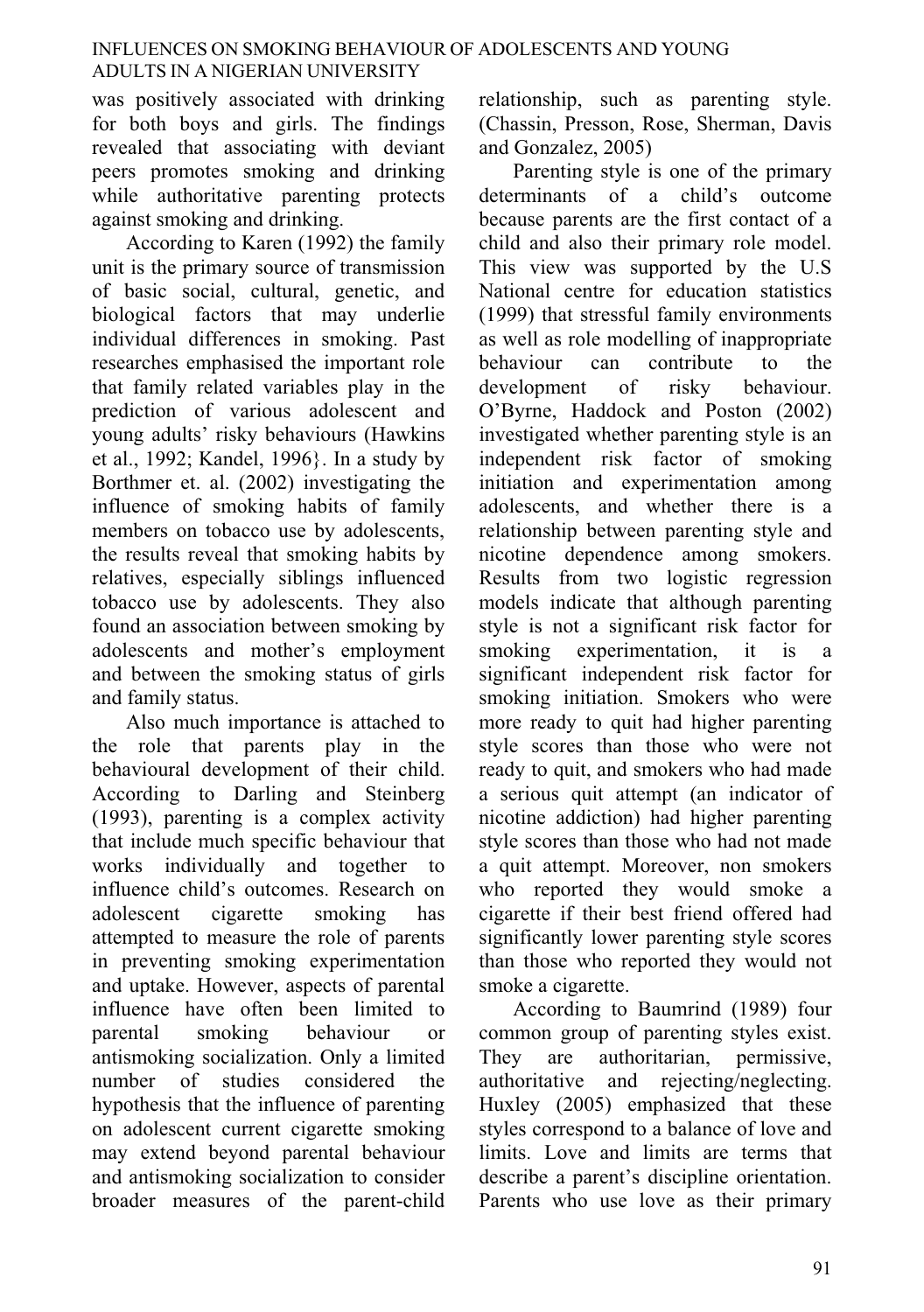was positively associated with drinking for both boys and girls. The findings revealed that associating with deviant peers promotes smoking and drinking while authoritative parenting protects against smoking and drinking.

According to Karen (1992) the family unit is the primary source of transmission of basic social, cultural, genetic, and biological factors that may underlie individual differences in smoking. Past researches emphasised the important role that family related variables play in the prediction of various adolescent and young adults' risky behaviours (Hawkins et al., 1992; Kandel, 1996}. In a study by Borthmer et. al. (2002) investigating the influence of smoking habits of family members on tobacco use by adolescents, the results reveal that smoking habits by relatives, especially siblings influenced tobacco use by adolescents. They also found an association between smoking by adolescents and mother's employment and between the smoking status of girls and family status.

Also much importance is attached to the role that parents play in the behavioural development of their child. According to Darling and Steinberg (1993), parenting is a complex activity that include much specific behaviour that works individually and together to influence child's outcomes. Research on adolescent cigarette smoking has attempted to measure the role of parents in preventing smoking experimentation and uptake. However, aspects of parental influence have often been limited to parental smoking behaviour or antismoking socialization. Only a limited number of studies considered the hypothesis that the influence of parenting on adolescent current cigarette smoking may extend beyond parental behaviour and antismoking socialization to consider broader measures of the parent-child relationship, such as parenting style. (Chassin, Presson, Rose, Sherman, Davis and Gonzalez, 2005)

Parenting style is one of the primary determinants of a child's outcome because parents are the first contact of a child and also their primary role model. This view was supported by the U.S National centre for education statistics (1999) that stressful family environments as well as role modelling of inappropriate behaviour can contribute to the development of risky behaviour. O'Byrne, Haddock and Poston (2002) investigated whether parenting style is an independent risk factor of smoking initiation and experimentation among adolescents, and whether there is a relationship between parenting style and nicotine dependence among smokers. Results from two logistic regression models indicate that although parenting style is not a significant risk factor for smoking experimentation, it is a significant independent risk factor for smoking initiation. Smokers who were more ready to quit had higher parenting style scores than those who were not ready to quit, and smokers who had made a serious quit attempt (an indicator of nicotine addiction) had higher parenting style scores than those who had not made a quit attempt. Moreover, non smokers who reported they would smoke a cigarette if their best friend offered had significantly lower parenting style scores than those who reported they would not smoke a cigarette.

According to Baumrind (1989) four common group of parenting styles exist. They are authoritarian, permissive, authoritative and rejecting/neglecting. Huxley (2005) emphasized that these styles correspond to a balance of love and limits. Love and limits are terms that describe a parent's discipline orientation. Parents who use love as their primary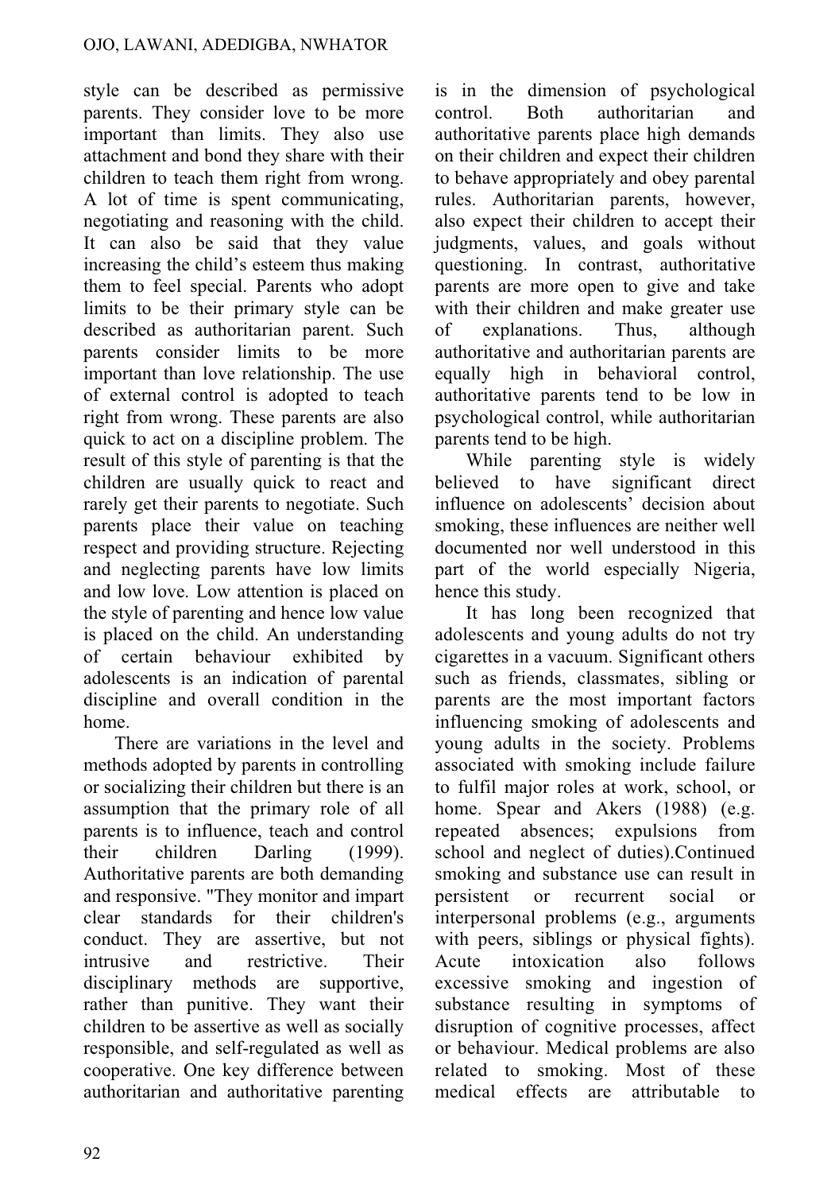style can be described as permissive parents. They consider love to be more important than limits. They also use attachment and bond they share with their children to teach them right from wrong. A lot of time is spent communicating, negotiating and reasoning with the child. It can also be said that they value increasing the child's esteem thus making them to feel special. Parents who adopt limits to be their primary style can be described as authoritarian parent. Such parents consider limits to be more important than love relationship. The use of external control is adopted to teach right from wrong. These parents are also quick to act on a discipline problem. The result of this style of parenting is that the children are usually quick to react and rarely get their parents to negotiate. Such parents place their value on teaching respect and providing structure. Rejecting and neglecting parents have low limits and low love. Low attention is placed on the style of parenting and hence low value is placed on the child. An understanding of certain behaviour exhibited by adolescents is an indication of parental discipline and overall condition in the home.

There are variations in the level and methods adopted by parents in controlling or socializing their children but there is an assumption that the primary role of all parents is to influence, teach and control their children Darling (1999). Authoritative parents are both demanding and responsive. "They monitor and impart clear standards for their children's conduct. They are assertive, but not intrusive and restrictive. Their disciplinary methods are supportive, rather than punitive. They want their children to be assertive as well as socially responsible, and self-regulated as well as cooperative. One key difference between authoritarian and authoritative parenting is in the dimension of psychological control. Both authoritarian and authoritative parents place high demands on their children and expect their children to behave appropriately and obey parental rules. Authoritarian parents, however, also expect their children to accept their judgments, values, and goals without questioning. In contrast, authoritative parents are more open to give and take with their children and make greater use of explanations. Thus, although authoritative and authoritarian parents are equally high in behavioral control, authoritative parents tend to be low in psychological control, while authoritarian parents tend to be high.

While parenting style is widely believed to have significant direct influence on adolescents' decision about smoking, these influences are neither well documented nor well understood in this part of the world especially Nigeria, hence this study.

It has long been recognized that adolescents and young adults do not try cigarettes in a vacuum. Significant others such as friends, classmates, sibling or parents are the most important factors influencing smoking of adolescents and young adults in the society. Problems associated with smoking include failure to fulfil major roles at work, school, or home. Spear and Akers (1988) (e.g. repeated absences; expulsions from school and neglect of duties).Continued smoking and substance use can result in persistent or recurrent social or interpersonal problems (e.g., arguments with peers, siblings or physical fights). Acute intoxication also follows excessive smoking and ingestion of substance resulting in symptoms of disruption of cognitive processes, affect or behaviour. Medical problems are also related to smoking. Most of these medical effects are attributable to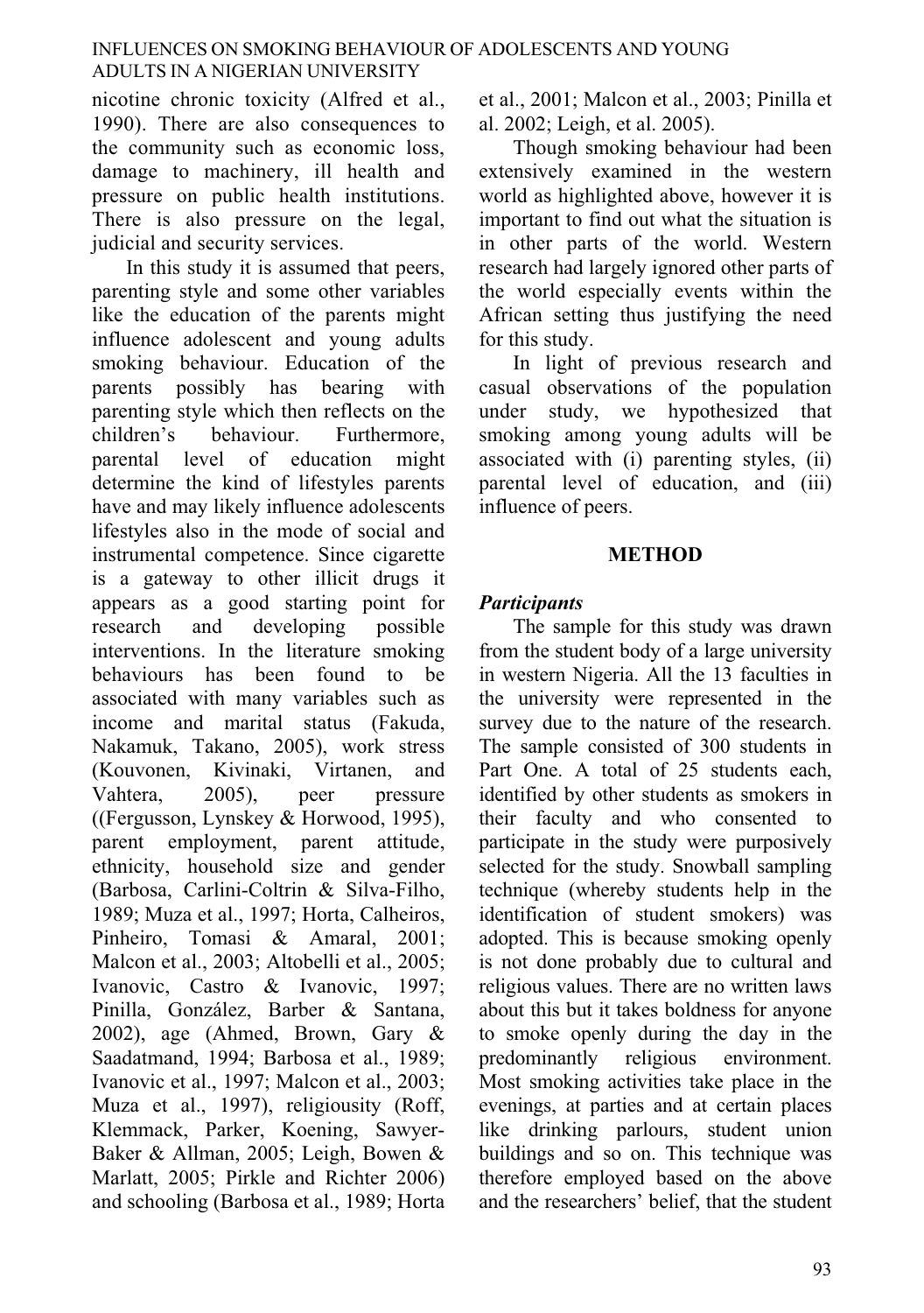nicotine chronic toxicity (Alfred et al., 1990). There are also consequences to the community such as economic loss, damage to machinery, ill health and pressure on public health institutions. There is also pressure on the legal, judicial and security services.

In this study it is assumed that peers, parenting style and some other variables like the education of the parents might influence adolescent and young adults smoking behaviour. Education of the parents possibly has bearing with parenting style which then reflects on the children's behaviour. Furthermore, parental level of education might determine the kind of lifestyles parents have and may likely influence adolescents lifestyles also in the mode of social and instrumental competence. Since cigarette is a gateway to other illicit drugs it appears as a good starting point for research and developing possible interventions. In the literature smoking behaviours has been found to be associated with many variables such as income and marital status (Fakuda, Nakamuk, Takano, 2005), work stress (Kouvonen, Kivinaki, Virtanen, and Vahtera, 2005), peer pressure ((Fergusson, Lynskey & Horwood, 1995), parent employment, parent attitude, ethnicity, household size and gender (Barbosa, Carlini-Coltrin & Silva-Filho, 1989; Muza et al., 1997; Horta, Calheiros, Pinheiro, Tomasi & Amaral, 2001; Malcon et al., 2003; Altobelli et al., 2005; Ivanovic, Castro & Ivanovic, 1997; Pinilla, González, Barber & Santana, 2002), age (Ahmed, Brown, Gary & Saadatmand, 1994; Barbosa et al., 1989; Ivanovic et al., 1997; Malcon et al., 2003; Muza et al., 1997), religiousity (Roff, Klemmack, Parker, Koening, Sawyer-Baker & Allman, 2005; Leigh, Bowen & Marlatt, 2005; Pirkle and Richter 2006) and schooling (Barbosa et al., 1989; Horta et al., 2001; Malcon et al., 2003; Pinilla et al. 2002; Leigh, et al. 2005).

Though smoking behaviour had been extensively examined in the western world as highlighted above, however it is important to find out what the situation is in other parts of the world. Western research had largely ignored other parts of the world especially events within the African setting thus justifying the need for this study.

In light of previous research and casual observations of the population under study, we hypothesized that smoking among young adults will be associated with (i) parenting styles, (ii) parental level of education, and (iii) influence of peers.

## METHOD

### *Participants*

The sample for this study was drawn from the student body of a large university in western Nigeria. All the 13 faculties in the university were represented in the survey due to the nature of the research. The sample consisted of 300 students in Part One. A total of 25 students each, identified by other students as smokers in their faculty and who consented to participate in the study were purposively selected for the study. Snowball sampling technique (whereby students help in the identification of student smokers) was adopted. This is because smoking openly is not done probably due to cultural and religious values. There are no written laws about this but it takes boldness for anyone to smoke openly during the day in the predominantly religious environment. Most smoking activities take place in the evenings, at parties and at certain places like drinking parlours, student union buildings and so on. This technique was therefore employed based on the above and the researchers' belief, that the student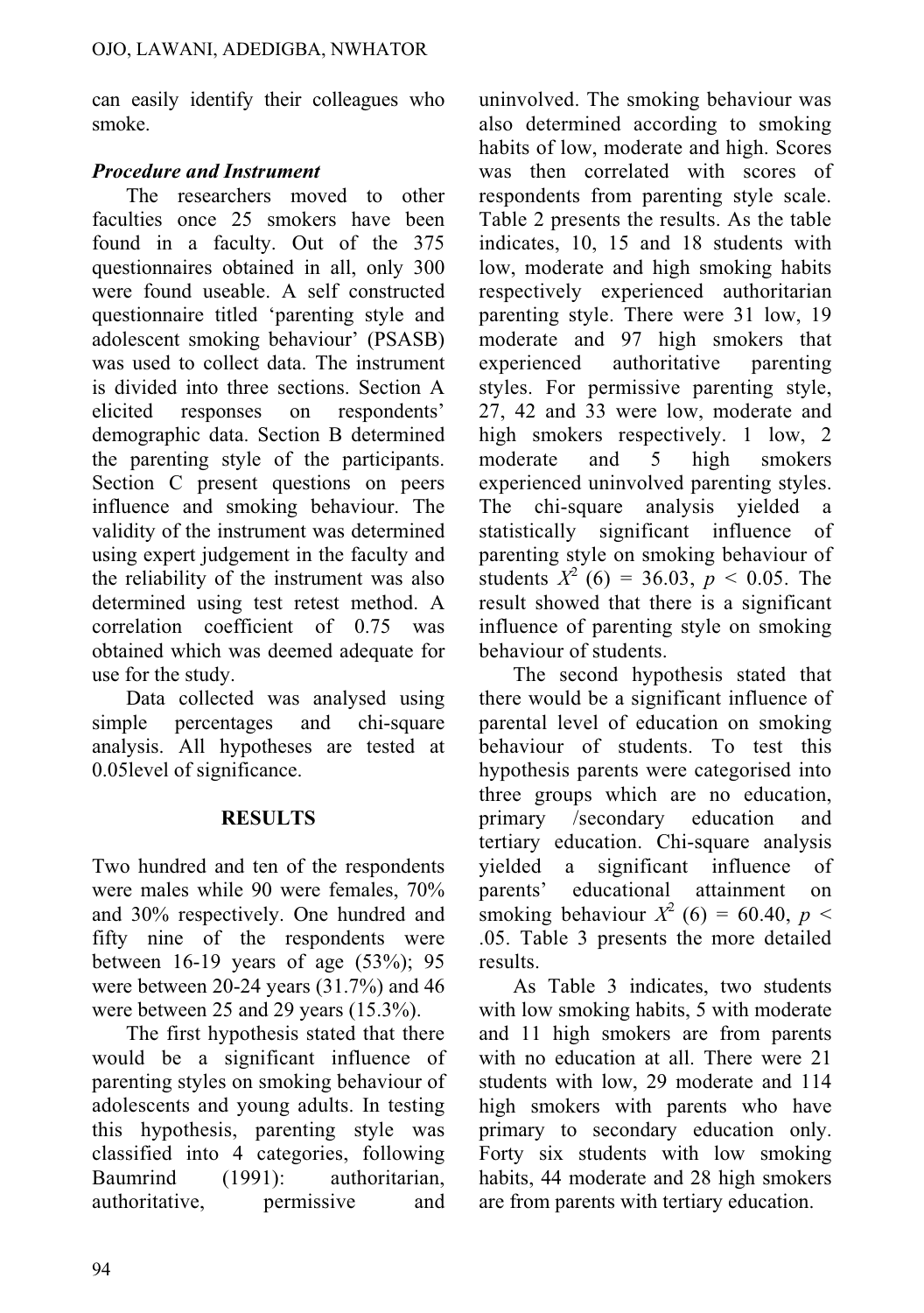can easily identify their colleagues who smoke.

### *Procedure and Instrument*

The researchers moved to other faculties once 25 smokers have been found in a faculty. Out of the 375 questionnaires obtained in all, only 300 were found useable. A self constructed questionnaire titled 'parenting style and adolescent smoking behaviour' (PSASB) was used to collect data. The instrument is divided into three sections. Section A elicited responses on respondents' demographic data. Section B determined the parenting style of the participants. Section C present questions on peers influence and smoking behaviour. The validity of the instrument was determined using expert judgement in the faculty and the reliability of the instrument was also determined using test retest method. A correlation coefficient of 0.75 was obtained which was deemed adequate for use for the study.

Data collected was analysed using simple percentages and chi-square analysis. All hypotheses are tested at 0.05level of significance.

## RESULTS

Two hundred and ten of the respondents were males while 90 were females, 70% and 30% respectively. One hundred and fifty nine of the respondents were between 16-19 years of age (53%); 95 were between 20-24 years (31.7%) and 46 were between 25 and 29 years (15.3%).

The first hypothesis stated that there would be a significant influence of parenting styles on smoking behaviour of adolescents and young adults. In testing this hypothesis, parenting style was classified into 4 categories, following Baumrind (1991): authoritarian, authoritative, permissive and uninvolved. The smoking behaviour was also determined according to smoking habits of low, moderate and high. Scores was then correlated with scores of respondents from parenting style scale. Table 2 presents the results. As the table indicates, 10, 15 and 18 students with low, moderate and high smoking habits respectively experienced authoritarian parenting style. There were 31 low, 19 moderate and 97 high smokers that experienced authoritative parenting styles. For permissive parenting style, 27, 42 and 33 were low, moderate and high smokers respectively. 1 low, 2 moderate and 5 high smokers experienced uninvolved parenting styles. The chi-square analysis yielded a statistically significant influence of parenting style on smoking behaviour of students $X^2$ (6) = 36.03, $p < 0.05$. The result showed that there is a significant influence of parenting style on smoking behaviour of students.

The second hypothesis stated that there would be a significant influence of parental level of education on smoking behaviour of students. To test this hypothesis parents were categorised into three groups which are no education, primary /secondary education and tertiary education. Chi-square analysis yielded a significant influence of parents' educational attainment on smoking behaviour $X^2$ (6) = 60.40, $p <$ .05. Table 3 presents the more detailed results.

As Table 3 indicates, two students with low smoking habits, 5 with moderate and 11 high smokers are from parents with no education at all. There were 21 students with low, 29 moderate and 114 high smokers with parents who have primary to secondary education only. Forty six students with low smoking habits, 44 moderate and 28 high smokers are from parents with tertiary education.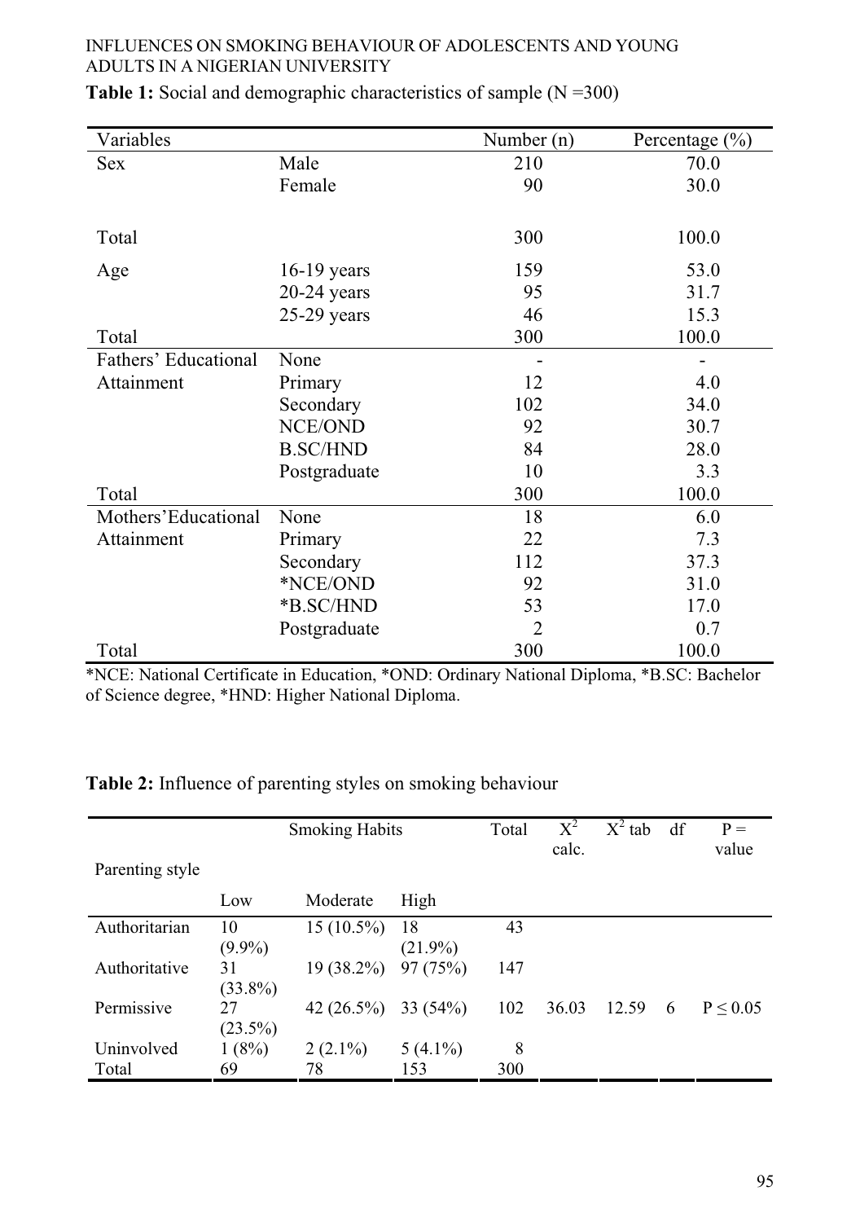**Table 1:** Social and demographic characteristics of sample (N =300)

| Variables | | Number (n) | Percentage (%) |
|---|---|---|---|
| Sex | Male | 210 | 70.0 |
| | Female | 90 | 30.0 |
| Total | | 300 | 100.0 |
| Age | 16-19 years | 159 | 53.0 |
| | 20-24 years | 95 | 31.7 |
| | 25-29 years | 46 | 15.3 |
| Total | | 300 | 100.0 |
| Fathers' Educational Attainment | None | - | - |
| | Primary | 12 | 4.0 |
| | Secondary | 102 | 34.0 |
| | NCE/OND | 92 | 30.7 |
| | B.SC/HND | 84 | 28.0 |
| | Postgraduate | 10 | 3.3 |
| Total | | 300 | 100.0 |
| Mothers' Educational Attainment | None | 18 | 6.0 |
| | Primary | 22 | 7.3 |
| | Secondary | 112 | 37.3 |
| | *NCE/OND | 92 | 31.0 |
| | *B.SC/HND | 53 | 17.0 |
| | Postgraduate | 2 | 0.7 |
| Total | | 300 | 100.0 |

*NCE: National Certificate in Education, *OND: Ordinary National Diploma, *B.SC: Bachelor of Science degree, *HND: Higher National Diploma.

**Table 2:** Influence of parenting styles on smoking behaviour

| Parenting style | Smoking Habits | | | Total | $X^2$ calc. | $X^2$ tab | df | P = value |
|---|---|---|---|---|---|---|---|---|
| | Low | Moderate | High | | | | | |
| Authoritarian | 10 (9.9%) | 15 (10.5%) | 18 (21.9%) | 43 | | | | |
| Authoritative | 31 (33.8%) | 19 (38.2%) | 97 (75%) | 147 | | | | |
| Permissive | 27 (23.5%) | 42 (26.5%) | 33 (54%) | 102 | 36.03 | 12.59 | 6 | $P \leq 0.05$ |
| Uninvolved | 1 (8%) | 2 (2.1%) | 5 (4.1%) | 8 | | | | |
| Total | 69 | 78 | 153 | 300 | | | | |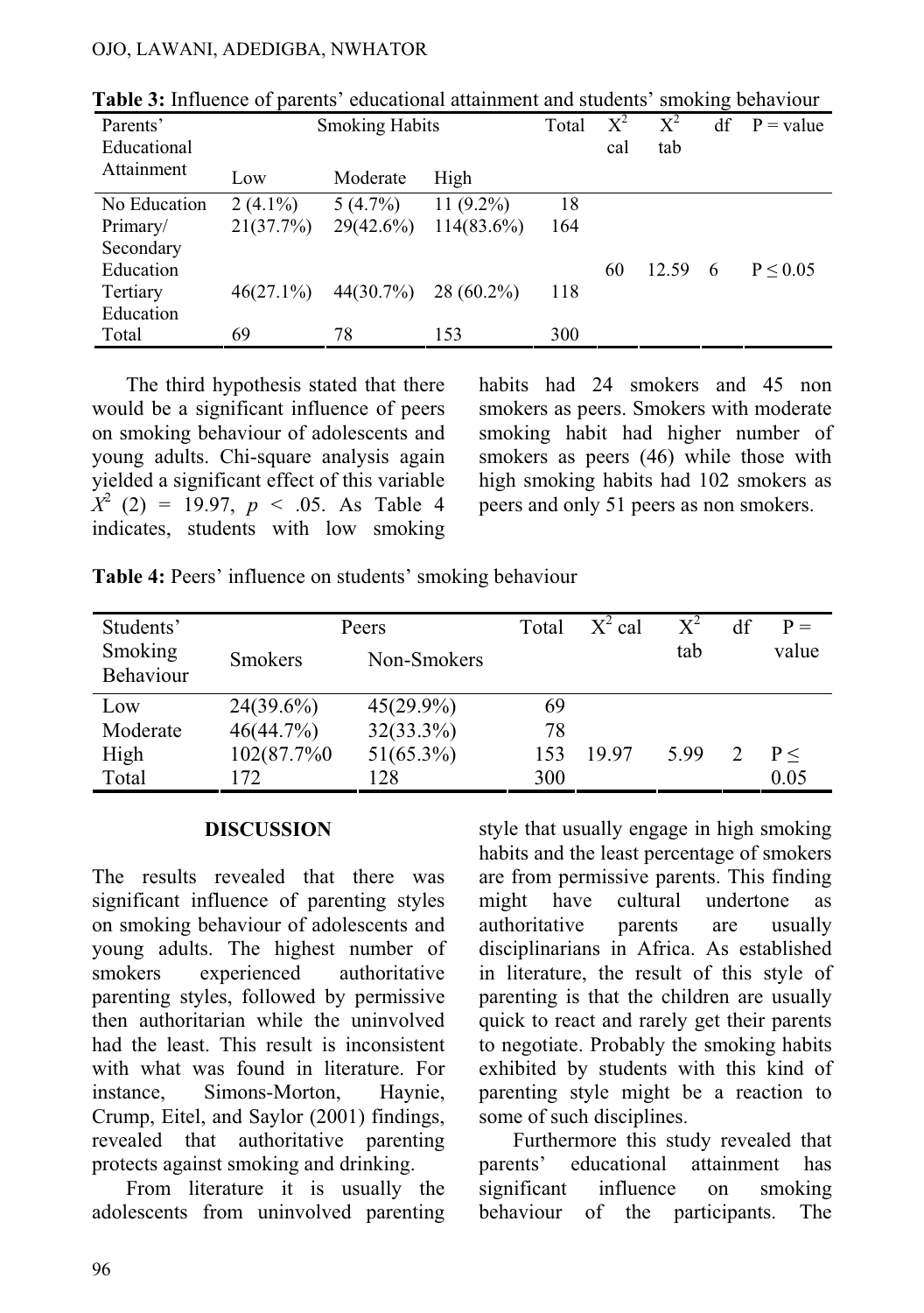**Table 3:** Influence of parents' educational attainment and students' smoking behaviour

| Parents' Educational Attainment | Smoking Habits | | | Total | $X^2$ cal | $X^2$ tab | df | P = value |
|---|---|---|---|---|---|---|---|---|
| | Low | Moderate | High | | | | | |
| No Education | 2 (4.1%) | 5 (4.7%) | 11 (9.2%) | 18 | | | | |
| Primary/ Secondary Education | 21(37.7%) | 29(42.6%) | 114(83.6%) | 164 | 60 | 12.59 | 6 | P ≤ 0.05 |
| Tertiary Education | 46(27.1%) | 44(30.7%) | 28 (60.2%) | 118 | | | | |
| Total | 69 | 78 | 153 | 300 | | | | |

The third hypothesis stated that there would be a significant influence of peers on smoking behaviour of adolescents and young adults. Chi-square analysis again yielded a significant effect of this variable $X^2$ (2) = 19.97, $p$ < .05. As Table 4 indicates, students with low smoking habits had 24 smokers and 45 non smokers as peers. Smokers with moderate smoking habit had higher number of smokers as peers (46) while those with high smoking habits had 102 smokers as peers and only 51 peers as non smokers.

**Table 4:** Peers' influence on students' smoking behaviour

| Students' Smoking Behaviour | Peers | | Total | $X^2$ cal | $X^2$ tab | df | P = value |
|---|---|---|---|---|---|---|---|
| | Smokers | Non-Smokers | | | | | |
| Low | 24(39.6%) | 45(29.9%) | 69 | | | | |
| Moderate | 46(44.7%) | 32(33.3%) | 78 | | | | |
| High | 102(87.7%0 | 51(65.3%) | 153 | 19.97 | 5.99 | 2 | P ≤ 0.05 |
| Total | 172 | 128 | 300 | | | | |

## DISCUSSION

The results revealed that there was significant influence of parenting styles on smoking behaviour of adolescents and young adults. The highest number of smokers experienced authoritative parenting styles, followed by permissive then authoritarian while the uninvolved had the least. This result is inconsistent with what was found in literature. For instance, Simons-Morton, Haynie, Crump, Eitel, and Saylor (2001) findings, revealed that authoritative parenting protects against smoking and drinking.

From literature it is usually the adolescents from uninvolved parenting style that usually engage in high smoking habits and the least percentage of smokers are from permissive parents. This finding might have cultural undertone as authoritative parents are usually disciplinarians in Africa. As established in literature, the result of this style of parenting is that the children are usually quick to react and rarely get their parents to negotiate. Probably the smoking habits exhibited by students with this kind of parenting style might be a reaction to some of such disciplines.

Furthermore this study revealed that parents' educational attainment has significant influence on smoking behaviour of the participants. The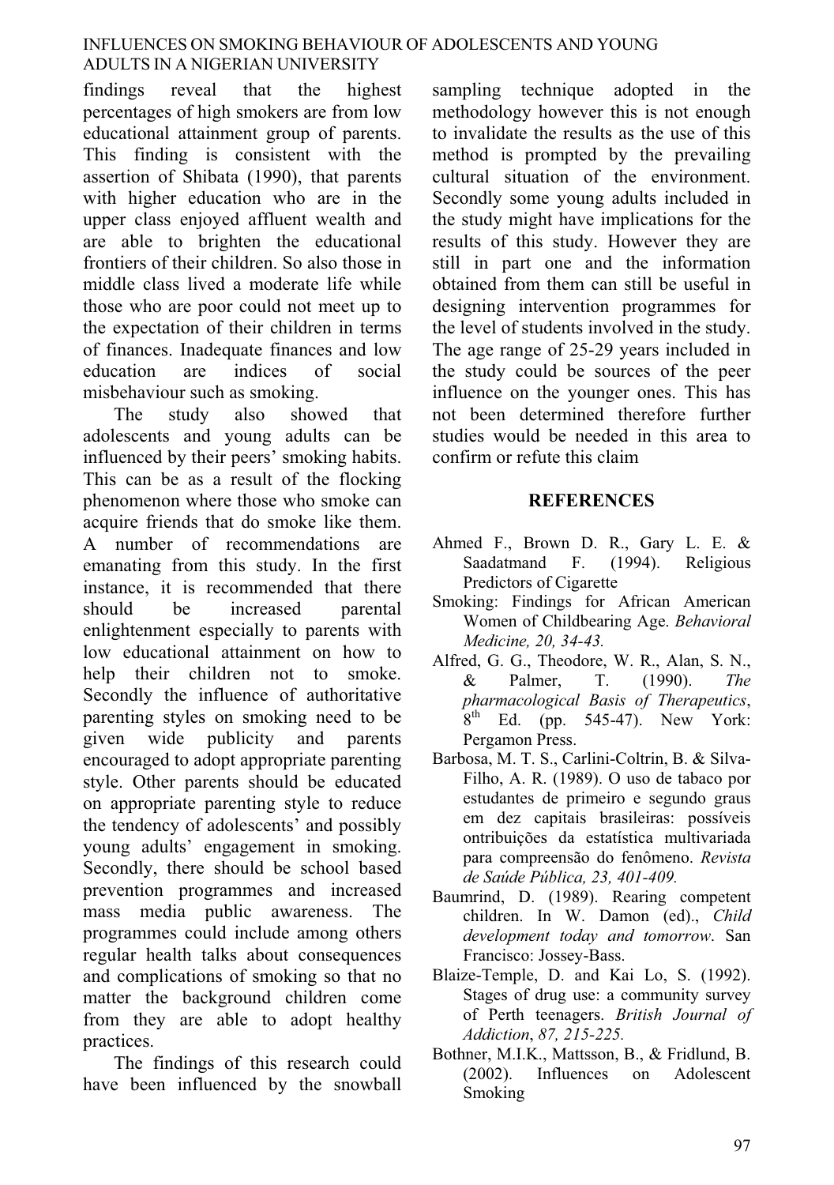findings reveal that the highest percentages of high smokers are from low educational attainment group of parents. This finding is consistent with the assertion of Shibata (1990), that parents with higher education who are in the upper class enjoyed affluent wealth and are able to brighten the educational frontiers of their children. So also those in middle class lived a moderate life while those who are poor could not meet up to the expectation of their children in terms of finances. Inadequate finances and low education are indices of social misbehaviour such as smoking.

The study also showed that adolescents and young adults can be influenced by their peers' smoking habits. This can be as a result of the flocking phenomenon where those who smoke can acquire friends that do smoke like them. A number of recommendations are emanating from this study. In the first instance, it is recommended that there should be increased parental enlightenment especially to parents with low educational attainment on how to help their children not to smoke. Secondly the influence of authoritative parenting styles on smoking need to be given wide publicity and parents encouraged to adopt appropriate parenting style. Other parents should be educated on appropriate parenting style to reduce the tendency of adolescents' and possibly young adults' engagement in smoking. Secondly, there should be school based prevention programmes and increased mass media public awareness. The programmes could include among others regular health talks about consequences and complications of smoking so that no matter the background children come from they are able to adopt healthy practices.

The findings of this research could have been influenced by the snowball sampling technique adopted in the methodology however this is not enough to invalidate the results as the use of this method is prompted by the prevailing cultural situation of the environment. Secondly some young adults included in the study might have implications for the results of this study. However they are still in part one and the information obtained from them can still be useful in designing intervention programmes for the level of students involved in the study. The age range of 25-29 years included in the study could be sources of the peer influence on the younger ones. This has not been determined therefore further studies would be needed in this area to confirm or refute this claim

## REFERENCES

Ahmed F., Brown D. R., Gary L. E. & Saadatmand F. (1994). Religious Predictors of Cigarette

Smoking: Findings for African American Women of Childbearing Age. *Behavioral Medicine, 20, 34-43.*

Alfred, G. G., Theodore, W. R., Alan, S. N., & Palmer, T. (1990). *The pharmacological Basis of Therapeutics*, 8th Ed. (pp. 545-47). New York: Pergamon Press.

Barbosa, M. T. S., Carlini-Coltrin, B. & Silva-Filho, A. R. (1989). O uso de tabaco por estudantes de primeiro e segundo graus em dez capitais brasileiras: possíveis ontribuições da estatística multivariada para compreensão do fenômeno. *Revista de Saúde Pública, 23, 401-409.*

Baumrind, D. (1989). Rearing competent children. In W. Damon (ed)., *Child development today and tomorrow*. San Francisco: Jossey-Bass.

Blaize-Temple, D. and Kai Lo, S. (1992). Stages of drug use: a community survey of Perth teenagers. *British Journal of Addiction*, *87, 215-225.*

Bothner, M.I.K., Mattsson, B., & Fridlund, B. (2002). Influences on Adolescent Smoking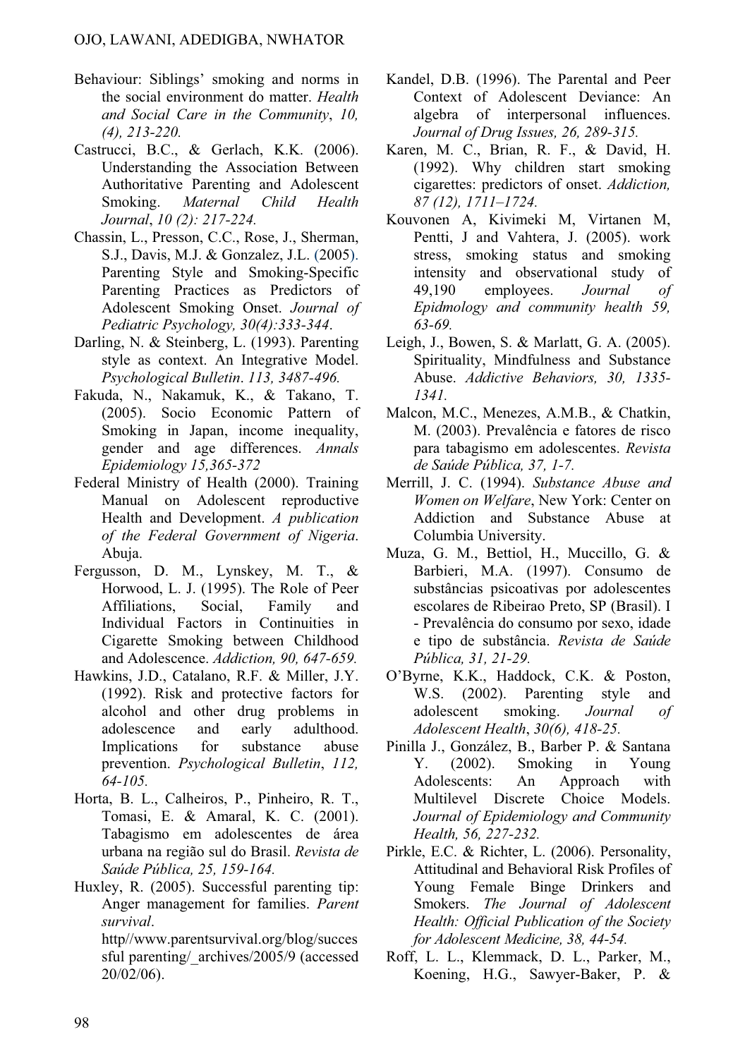Behaviour: Siblings' smoking and norms in the social environment do matter. *Health and Social Care in the Community*, *10, (4), 213-220.*

Castrucci, B.C., & Gerlach, K.K. (2006). Understanding the Association Between Authoritative Parenting and Adolescent Smoking. *Maternal Child Health Journal*, *10 (2): 217-224.*

Chassin, L., Presson, C.C., Rose, J., Sherman, S.J., Davis, M.J. & Gonzalez, J.L. (2005). Parenting Style and Smoking-Specific Parenting Practices as Predictors of Adolescent Smoking Onset. *Journal of Pediatric Psychology, 30(4):333-344*.

Darling, N. & Steinberg, L. (1993). Parenting style as context. An Integrative Model. *Psychological Bulletin*. *113, 3487-496.*

Fakuda, N., Nakamuk, K., & Takano, T. (2005). Socio Economic Pattern of Smoking in Japan, income inequality, gender and age differences. *Annals Epidemiology 15,365-372*

Federal Ministry of Health (2000). Training Manual on Adolescent reproductive Health and Development. *A publication of the Federal Government of Nigeria*. Abuja.

Fergusson, D. M., Lynskey, M. T., & Horwood, L. J. (1995). The Role of Peer Affiliations, Social, Family and Individual Factors in Continuities in Cigarette Smoking between Childhood and Adolescence. *Addiction, 90, 647-659.*

Hawkins, J.D., Catalano, R.F. & Miller, J.Y. (1992). Risk and protective factors for alcohol and other drug problems in adolescence and early adulthood. Implications for substance abuse prevention. *Psychological Bulletin*, *112, 64-105.*

Horta, B. L., Calheiros, P., Pinheiro, R. T., Tomasi, E. & Amaral, K. C. (2001). Tabagismo em adolescentes de área urbana na região sul do Brasil. *Revista de Saúde Pública, 25, 159-164.*

Huxley, R. (2005). Successful parenting tip: Anger management for families. *Parent survival*. http//www.parentsurvival.org/blog/successful parenting/_archives/2005/9 (accessed 20/02/06).

Kandel, D.B. (1996). The Parental and Peer Context of Adolescent Deviance: An algebra of interpersonal influences. *Journal of Drug Issues, 26, 289-315.*

Karen, M. C., Brian, R. F., & David, H. (1992). Why children start smoking cigarettes: predictors of onset. *Addiction, 87 (12), 1711–1724.*

Kouvonen A, Kivimeki M, Virtanen M, Pentti, J and Vahtera, J. (2005). work stress, smoking status and smoking intensity and observational study of 49,190 employees. *Journal of Epidmology and community health 59, 63-69.*

Leigh, J., Bowen, S. & Marlatt, G. A. (2005). Spirituality, Mindfulness and Substance Abuse. *Addictive Behaviors, 30, 1335-1341.*

Malcon, M.C., Menezes, A.M.B., & Chatkin, M. (2003). Prevalência e fatores de risco para tabagismo em adolescentes. *Revista de Saúde Pública, 37, 1-7.*

Merrill, J. C. (1994). *Substance Abuse and Women on Welfare*, New York: Center on Addiction and Substance Abuse at Columbia University.

Muza, G. M., Bettiol, H., Muccillo, G. & Barbieri, M.A. (1997). Consumo de substâncias psicoativas por adolescentes escolares de Ribeirao Preto, SP (Brasil). I - Prevalência do consumo por sexo, idade e tipo de substância. *Revista de Saúde Pública, 31, 21-29.*

O'Byrne, K.K., Haddock, C.K. & Poston, W.S. (2002). Parenting style and adolescent smoking. *Journal of Adolescent Health*, *30(6), 418-25.*

Pinilla J., González, B., Barber P. & Santana Y. (2002). Smoking in Young Adolescents: An Approach with Multilevel Discrete Choice Models. *Journal of Epidemiology and Community Health, 56, 227-232.*

Pirkle, E.C. & Richter, L. (2006). Personality, Attitudinal and Behavioral Risk Profiles of Young Female Binge Drinkers and Smokers. *The Journal of Adolescent Health: Official Publication of the Society for Adolescent Medicine, 38, 44-54.*

Roff, L. L., Klemmack, D. L., Parker, M., Koening, H.G., Sawyer-Baker, P. &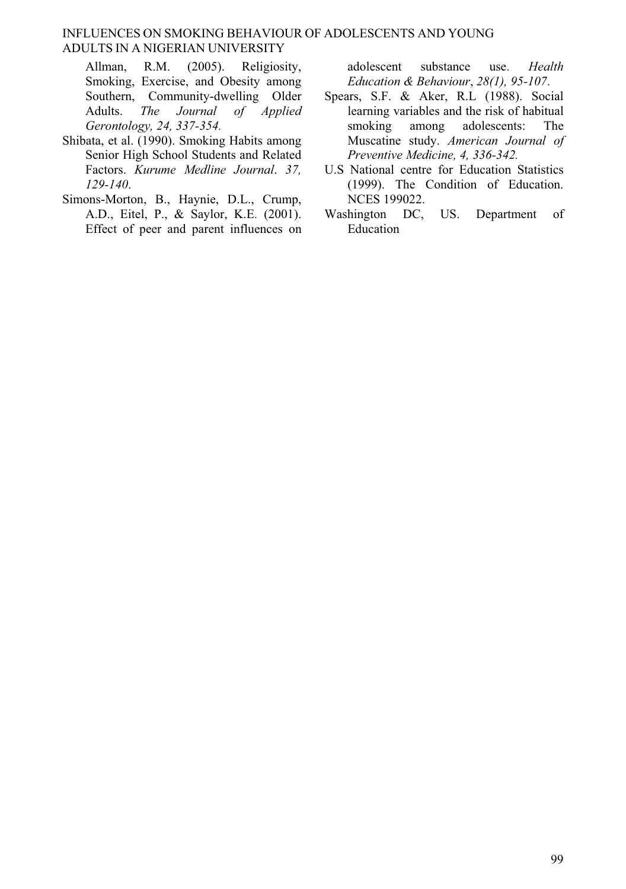Allman, R.M. (2005). Religiosity, Smoking, Exercise, and Obesity among Southern, Community-dwelling Older Adults. *The Journal of Applied Gerontology, 24, 337-354.*

Shibata, et al. (1990). Smoking Habits among Senior High School Students and Related Factors. *Kurume Medline Journal*. *37, 129-140*.

Simons-Morton, B., Haynie, D.L., Crump, A.D., Eitel, P., & Saylor, K.E. (2001). Effect of peer and parent influences on adolescent substance use. *Health Education & Behaviour*, *28(1), 95-107*.

Spears, S.F. & Aker, R.L (1988). Social learning variables and the risk of habitual smoking among adolescents: The Muscatine study. *American Journal of Preventive Medicine, 4, 336-342.*

U.S National centre for Education Statistics (1999). The Condition of Education. NCES 199022.

Washington DC, US. Department of Education